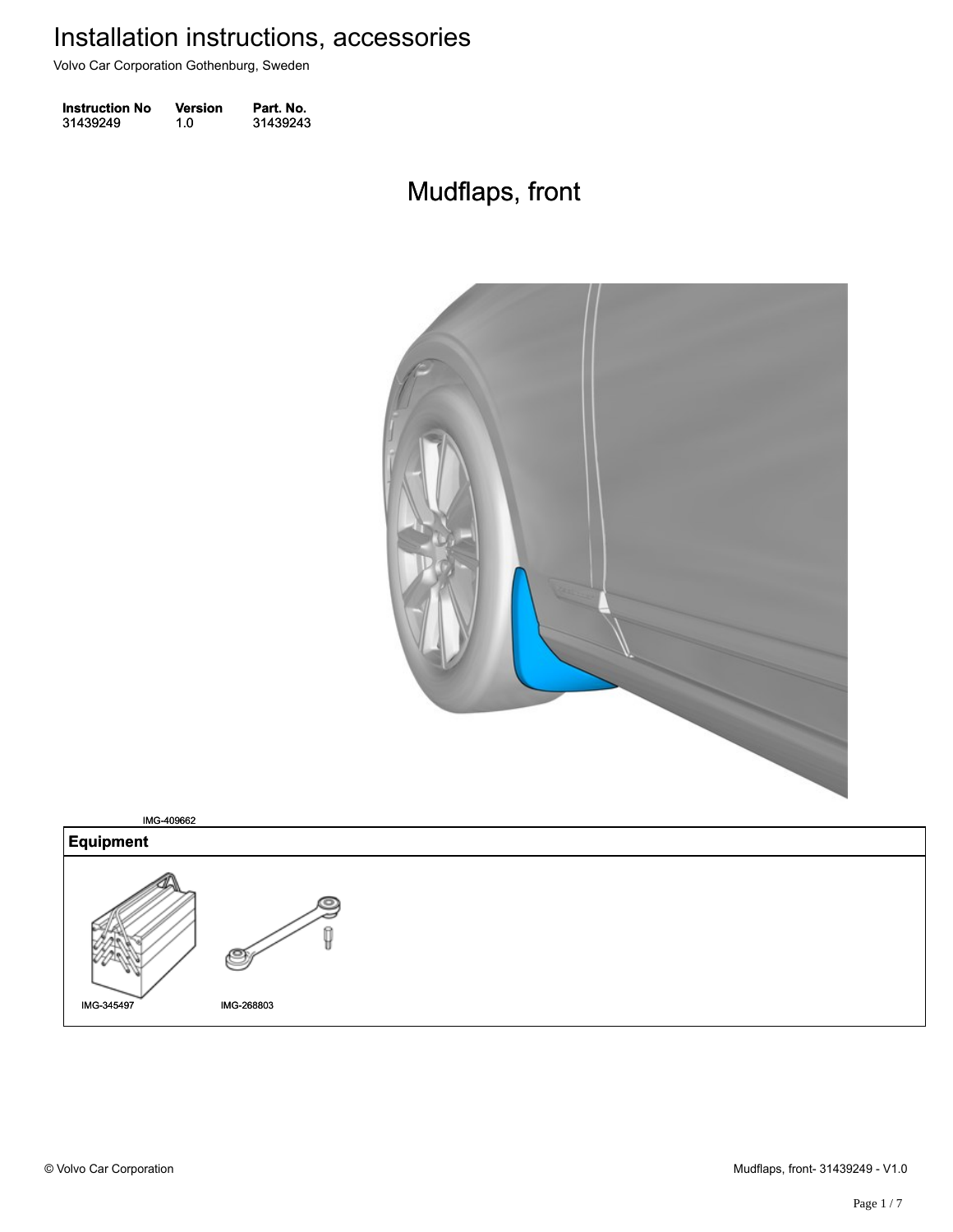# Installation instructions, accessories

Volvo Car Corporation Gothenburg, Sweden

| Instruction No | Version | Part. No. |
| --- | --- | --- |
| 31439249 | 1.0 | 31439243 |

## Mudflaps, front

IMG-409662

| Equipment |
| --- |
| IMG-345497 IMG-268803 |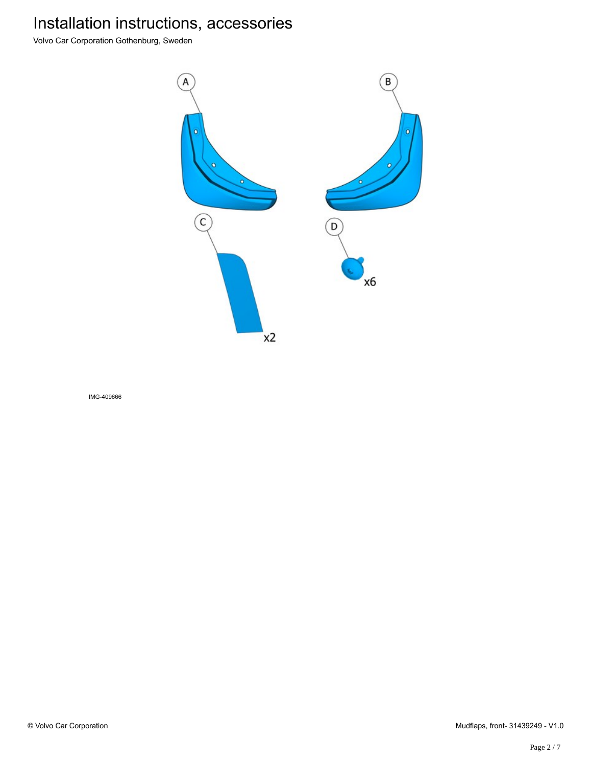# Installation instructions, accessories

Volvo Car Corporation Gothenburg, Sweden

A

B

C

x2

D

x6

IMG-409666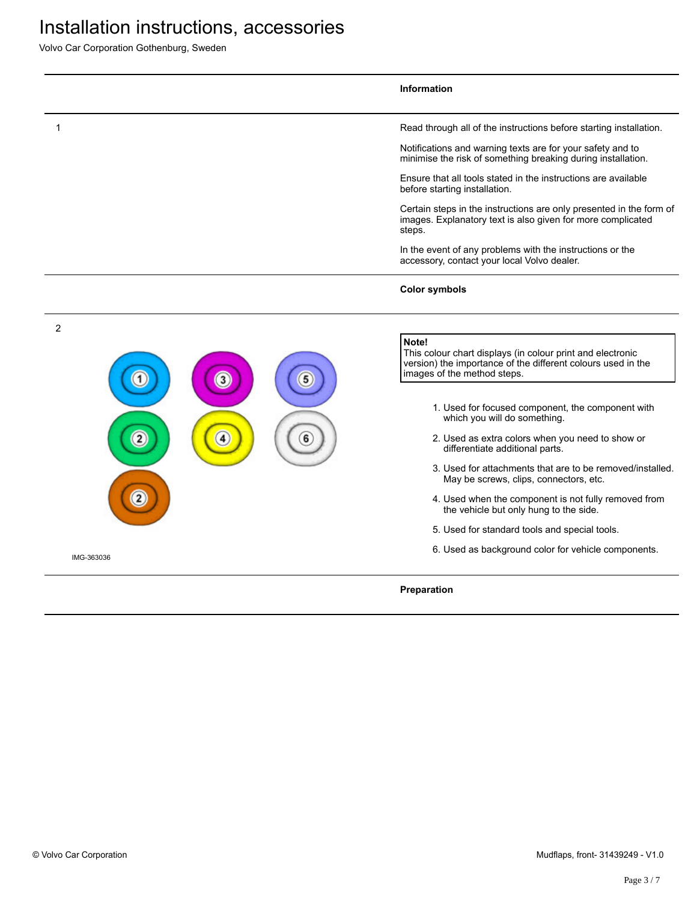# Installation instructions, accessories

Volvo Car Corporation Gothenburg, Sweden

**Information**

1

Read through all of the instructions before starting installation.

Notifications and warning texts are for your safety and to minimise the risk of something breaking during installation.

Ensure that all tools stated in the instructions are available before starting installation.

Certain steps in the instructions are only presented in the form of images. Explanatory text is also given for more complicated steps.

In the event of any problems with the instructions or the accessory, contact your local Volvo dealer.

**Color symbols**

2

IMG-363036

> **Note!**
> This colour chart displays (in colour print and electronic version) the importance of the different colours used in the images of the method steps.

1. Used for focused component, the component with which you will do something.
2. Used as extra colors when you need to show or differentiate additional parts.
3. Used for attachments that are to be removed/installed. May be screws, clips, connectors, etc.
4. Used when the component is not fully removed from the vehicle but only hung to the side.
5. Used for standard tools and special tools.
6. Used as background color for vehicle components.

**Preparation**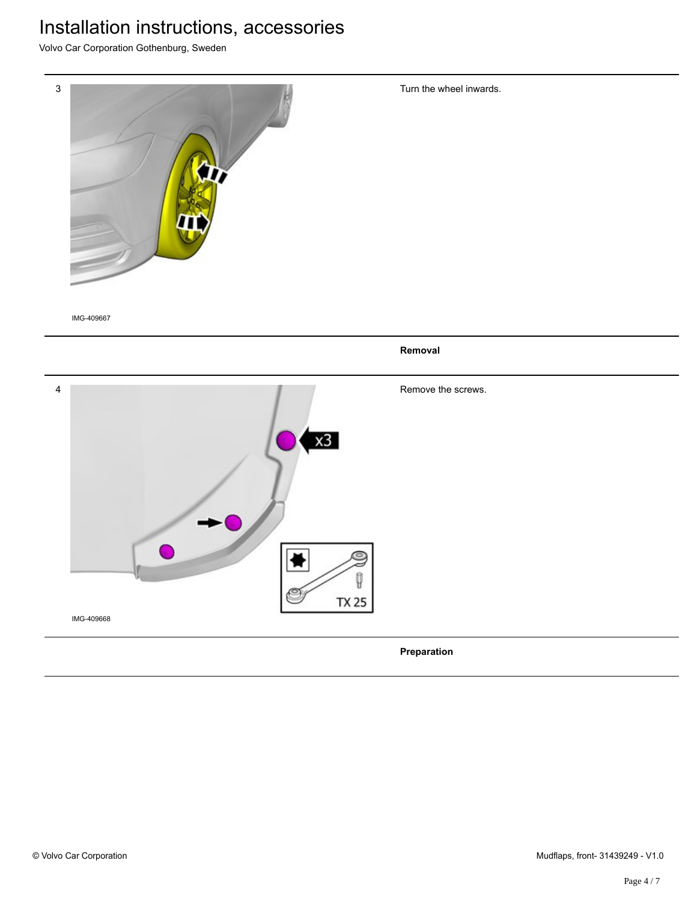3

IMG-409667

Turn the wheel inwards.

**Removal**

4

x3

TX 25

IMG-409668

Remove the screws.

**Preparation**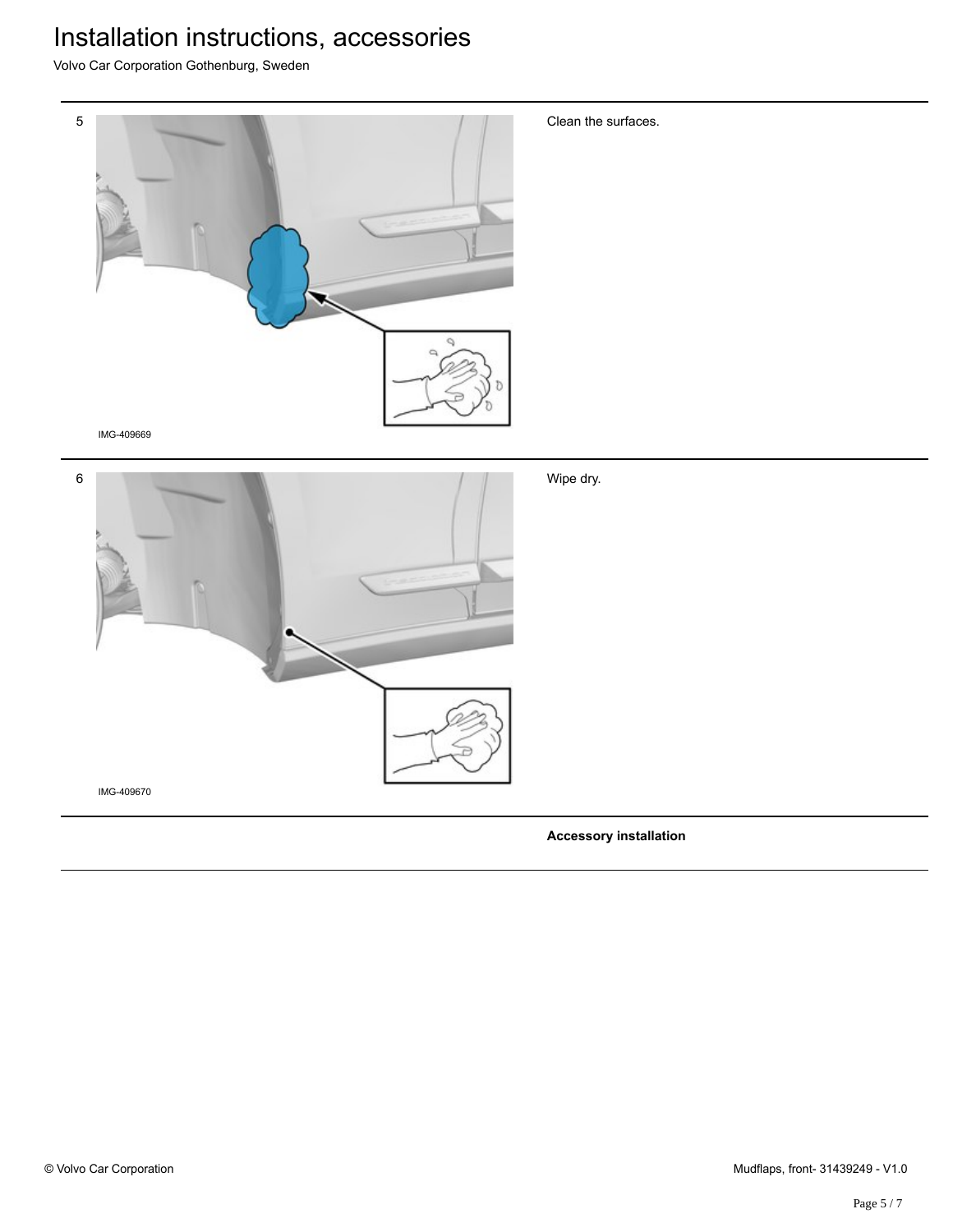| | | |
|---|---|---|
| 5 | IMG-409669 | Clean the surfaces. |
| 6 | IMG-409670 | Wipe dry. |
| | | **Accessory installation** |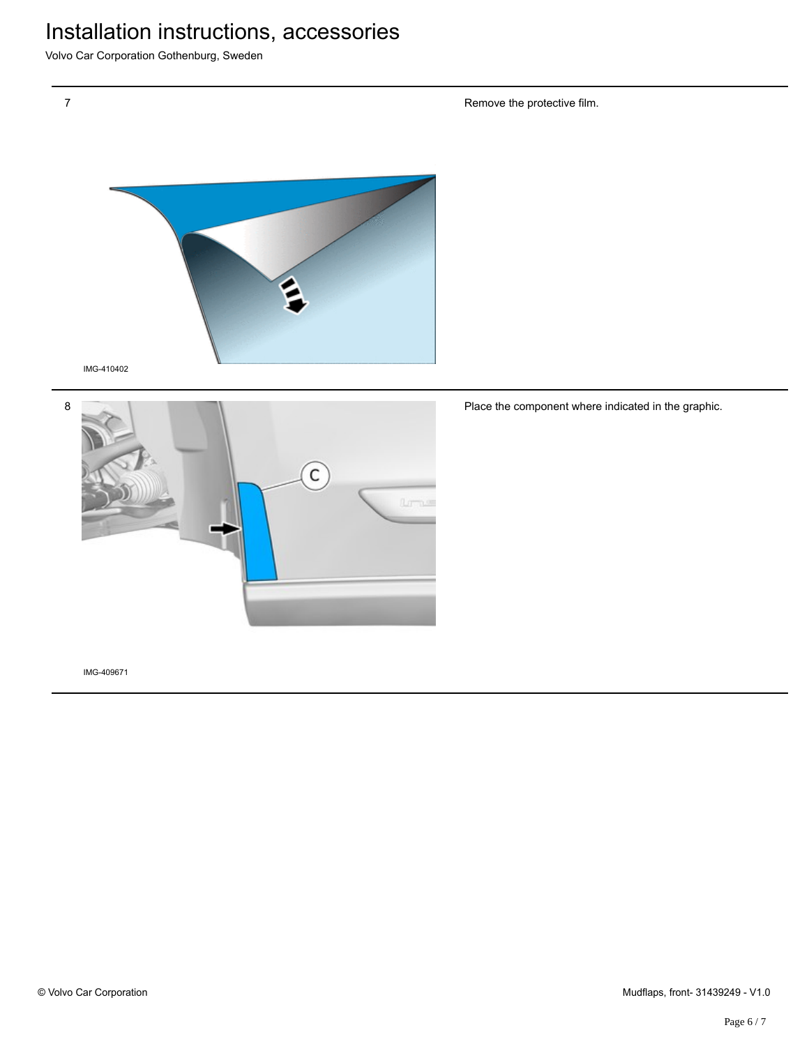| | |
|---|---|
| 7 | Remove the protective film. |
| IMG-410402 | |
| 8 | Place the component where indicated in the graphic. |
| IMG-409671 | |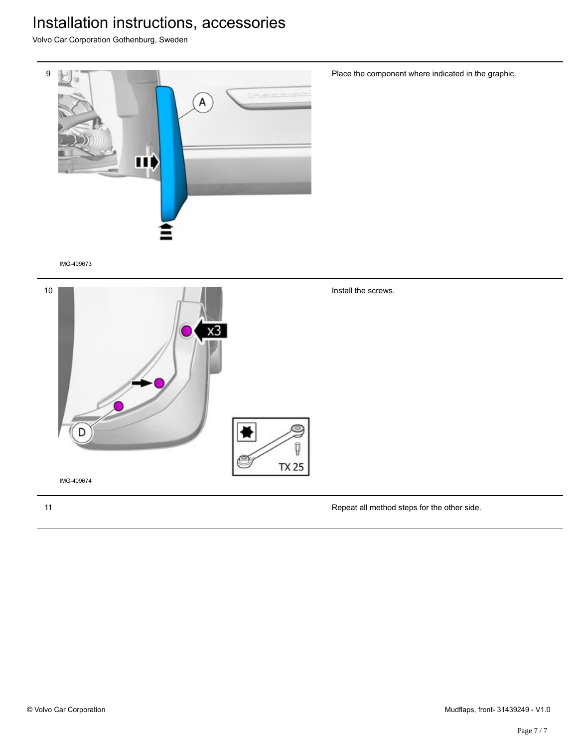9

IMG-409673

Place the component where indicated in the graphic.

10

IMG-409674

Install the screws.

11

Repeat all method steps for the other side.